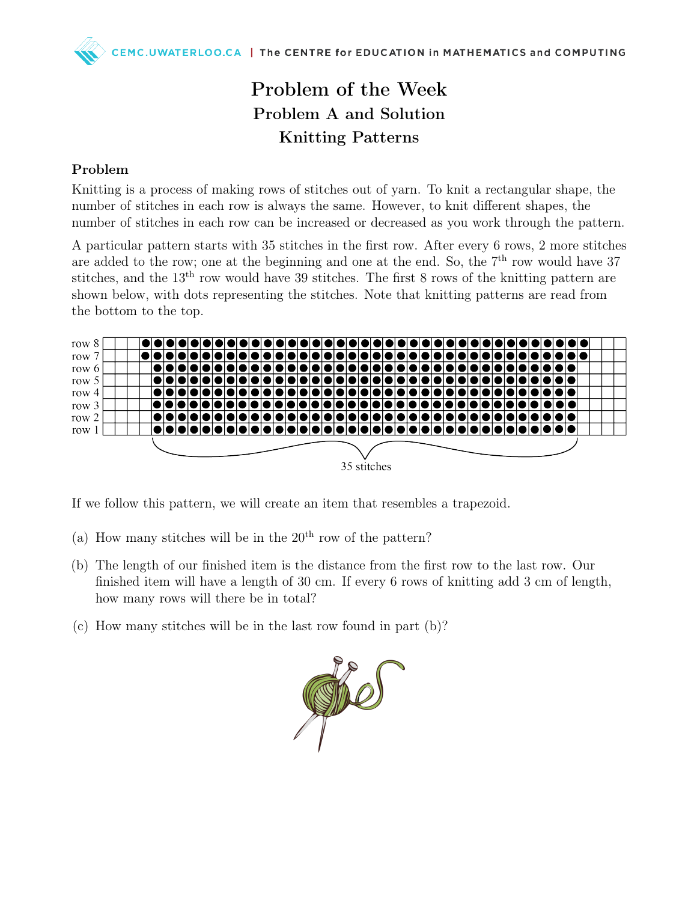# Problem of the Week

## Problem A and Solution

## Knitting Patterns

### Problem

Knitting is a process of making rows of stitches out of yarn. To knit a rectangular shape, the number of stitches in each row is always the same. However, to knit different shapes, the number of stitches in each row can be increased or decreased as you work through the pattern.

A particular pattern starts with 35 stitches in the first row. After every 6 rows, 2 more stitches are added to the row; one at the beginning and one at the end. So, the $7^{\text{th}}$ row would have 37 stitches, and the $13^{\text{th}}$ row would have 39 stitches. The first 8 rows of the knitting pattern are shown below, with dots representing the stitches. Note that knitting patterns are read from the bottom to the top.

row 8
row 7
row 6
row 5
row 4
row 3
row 2
row 1

35 stitches

If we follow this pattern, we will create an item that resembles a trapezoid.

(a) How many stitches will be in the $20^{\text{th}}$ row of the pattern?

(b) The length of our finished item is the distance from the first row to the last row. Our finished item will have a length of 30 cm. If every 6 rows of knitting add 3 cm of length, how many rows will there be in total?

(c) How many stitches will be in the last row found in part (b)?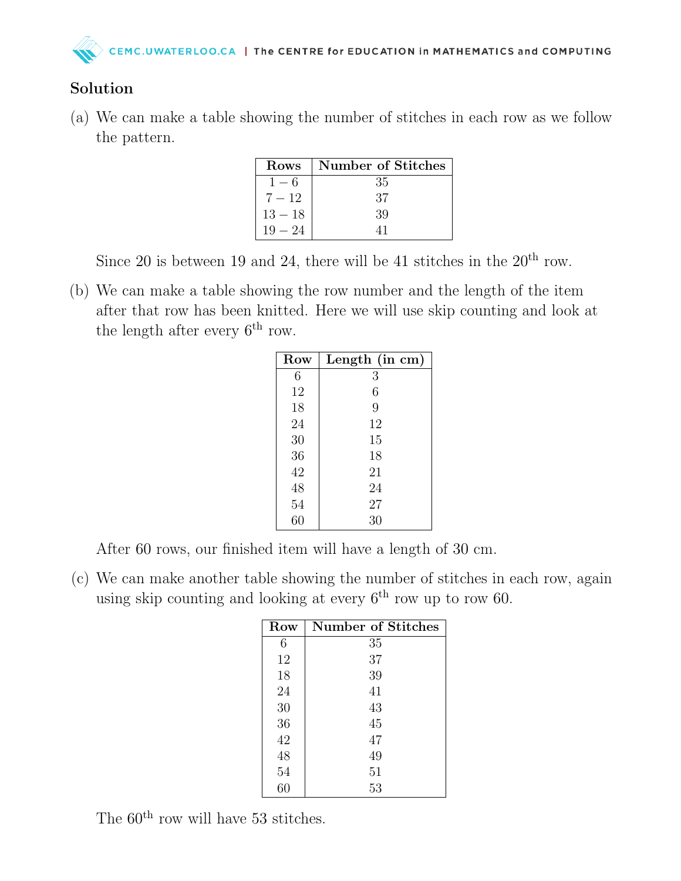## Solution

(a) We can make a table showing the number of stitches in each row as we follow the pattern.

| Rows | Number of Stitches |
|---|---|
| $1-6$ | 35 |
| $7-12$ | 37 |
| $13-18$ | 39 |
| $19-24$ | 41 |

Since 20 is between 19 and 24, there will be 41 stitches in the 20$^{\text{th}}$ row.

(b) We can make a table showing the row number and the length of the item after that row has been knitted. Here we will use skip counting and look at the length after every 6$^{\text{th}}$ row.

| Row | Length (in cm) |
|---|---|
| 6 | 3 |
| 12 | 6 |
| 18 | 9 |
| 24 | 12 |
| 30 | 15 |
| 36 | 18 |
| 42 | 21 |
| 48 | 24 |
| 54 | 27 |
| 60 | 30 |

After 60 rows, our finished item will have a length of 30 cm.

(c) We can make another table showing the number of stitches in each row, again using skip counting and looking at every 6$^{\text{th}}$ row up to row 60.

| Row | Number of Stitches |
|---|---|
| 6 | 35 |
| 12 | 37 |
| 18 | 39 |
| 24 | 41 |
| 30 | 43 |
| 36 | 45 |
| 42 | 47 |
| 48 | 49 |
| 54 | 51 |
| 60 | 53 |

The 60$^{\text{th}}$ row will have 53 stitches.